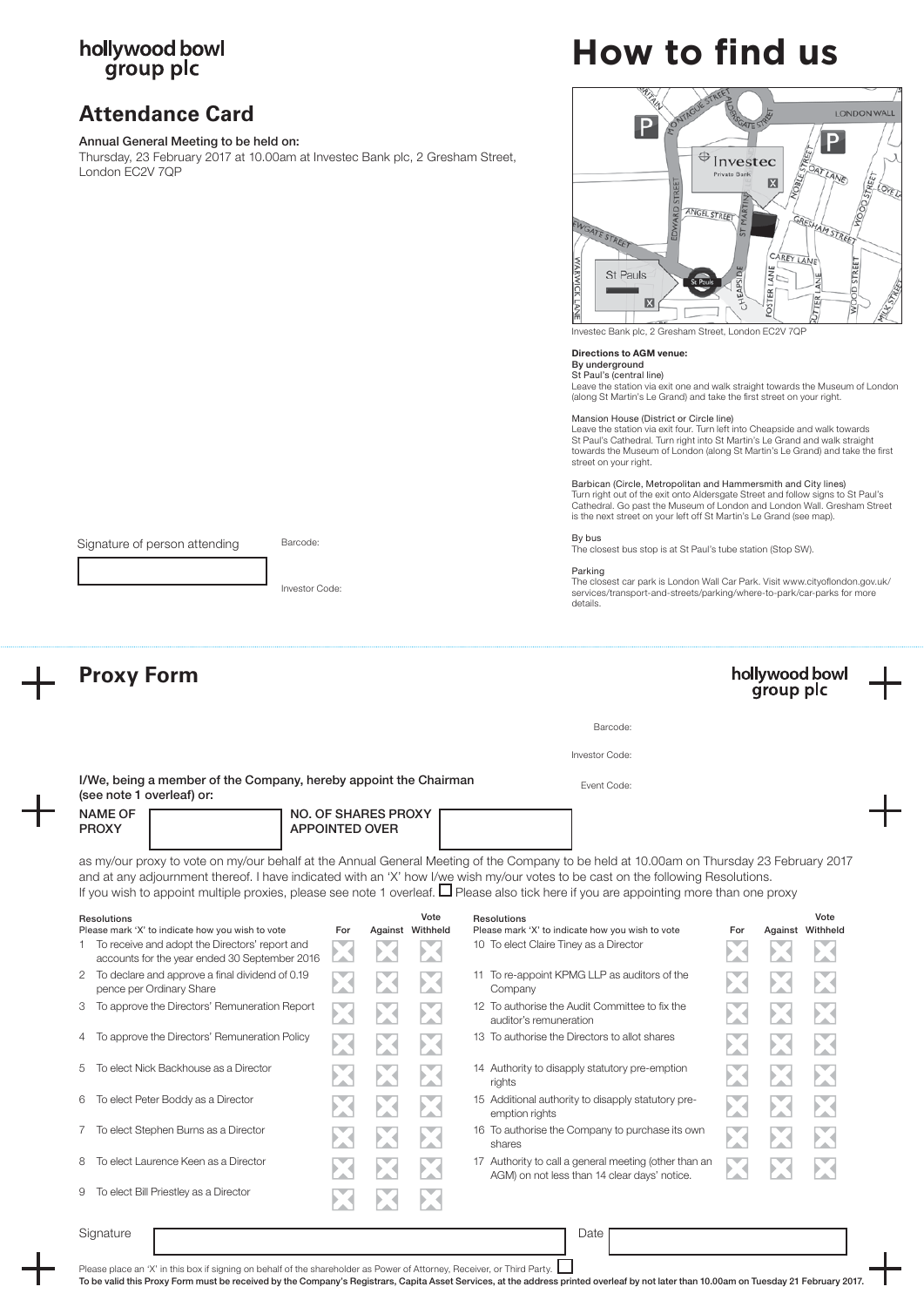hollywood bowl group plc

## Attendance Card

**Annual General Meeting to be held on:**

Thursday, 23 February 2017 at 10.00am at Investec Bank plc, 2 Gresham Street, London EC2V 7QP

Signature of person attending

Barcode:

Investor Code:

# How to find us

Investec Bank plc, 2 Gresham Street, London EC2V 7QP

**Directions to AGM venue:**

**By underground**

St Paul's (central line)
Leave the station via exit one and walk straight towards the Museum of London (along St Martin's Le Grand) and take the first street on your right.

Mansion House (District or Circle line)
Leave the station via exit four. Turn left into Cheapside and walk towards St Paul's Cathedral. Turn right into St Martin's Le Grand and walk straight towards the Museum of London (along St Martin's Le Grand) and take the first street on your right.

Barbican (Circle, Metropolitan and Hammersmith and City lines)
Turn right out of the exit onto Aldersgate Street and follow signs to St Paul's Cathedral. Go past the Museum of London and London Wall. Gresham Street is the next street on your left off St Martin's Le Grand (see map).

By bus
The closest bus stop is at St Paul's tube station (Stop SW).

Parking
The closest car park is London Wall Car Park. Visit www.cityoflondon.gov.uk/services/transport-and-streets/parking/where-to-park/car-parks for more details.

## Proxy Form

hollywood bowl group plc

Barcode:

Investor Code:

Event Code:

**I/We, being a member of the Company, hereby appoint the Chairman (see note 1 overleaf) or:**

**NAME OF PROXY** | **NO. OF SHARES PROXY APPOINTED OVER**

as my/our proxy to vote on my/our behalf at the Annual General Meeting of the Company to be held at 10.00am on Thursday 23 February 2017 and at any adjournment thereof. I have indicated with an 'X' how I/we wish my/our votes to be cast on the following Resolutions.
If you wish to appoint multiple proxies, please see note 1 overleaf. ☐ Please also tick here if you are appointing more than one proxy

| Resolutions<br>Please mark 'X' to indicate how you wish to vote | For | Against | Vote Withheld |
|---|---|---|---|
| 1 To receive and adopt the Directors' report and accounts for the year ended 30 September 2016 | | | |
| 2 To declare and approve a final dividend of 0.19 pence per Ordinary Share | | | |
| 3 To approve the Directors' Remuneration Report | | | |
| 4 To approve the Directors' Remuneration Policy | | | |
| 5 To elect Nick Backhouse as a Director | | | |
| 6 To elect Peter Boddy as a Director | | | |
| 7 To elect Stephen Burns as a Director | | | |
| 8 To elect Laurence Keen as a Director | | | |
| 9 To elect Bill Priestley as a Director | | | |
| 10 To elect Claire Tiney as a Director | | | |
| 11 To re-appoint KPMG LLP as auditors of the Company | | | |
| 12 To authorise the Audit Committee to fix the auditor's remuneration | | | |
| 13 To authorise the Directors to allot shares | | | |
| 14 Authority to disapply statutory pre-emption rights | | | |
| 15 Additional authority to disapply statutory pre-emption rights | | | |
| 16 To authorise the Company to purchase its own shares | | | |
| 17 Authority to call a general meeting (other than an AGM) on not less than 14 clear days' notice. | | | |

Signature | Date

Please place an 'X' in this box if signing on behalf of the shareholder as Power of Attorney, Receiver, or Third Party. ☐

**To be valid this Proxy Form must be received by the Company's Registrars, Capita Asset Services, at the address printed overleaf by not later than 10.00am on Tuesday 21 February 2017.**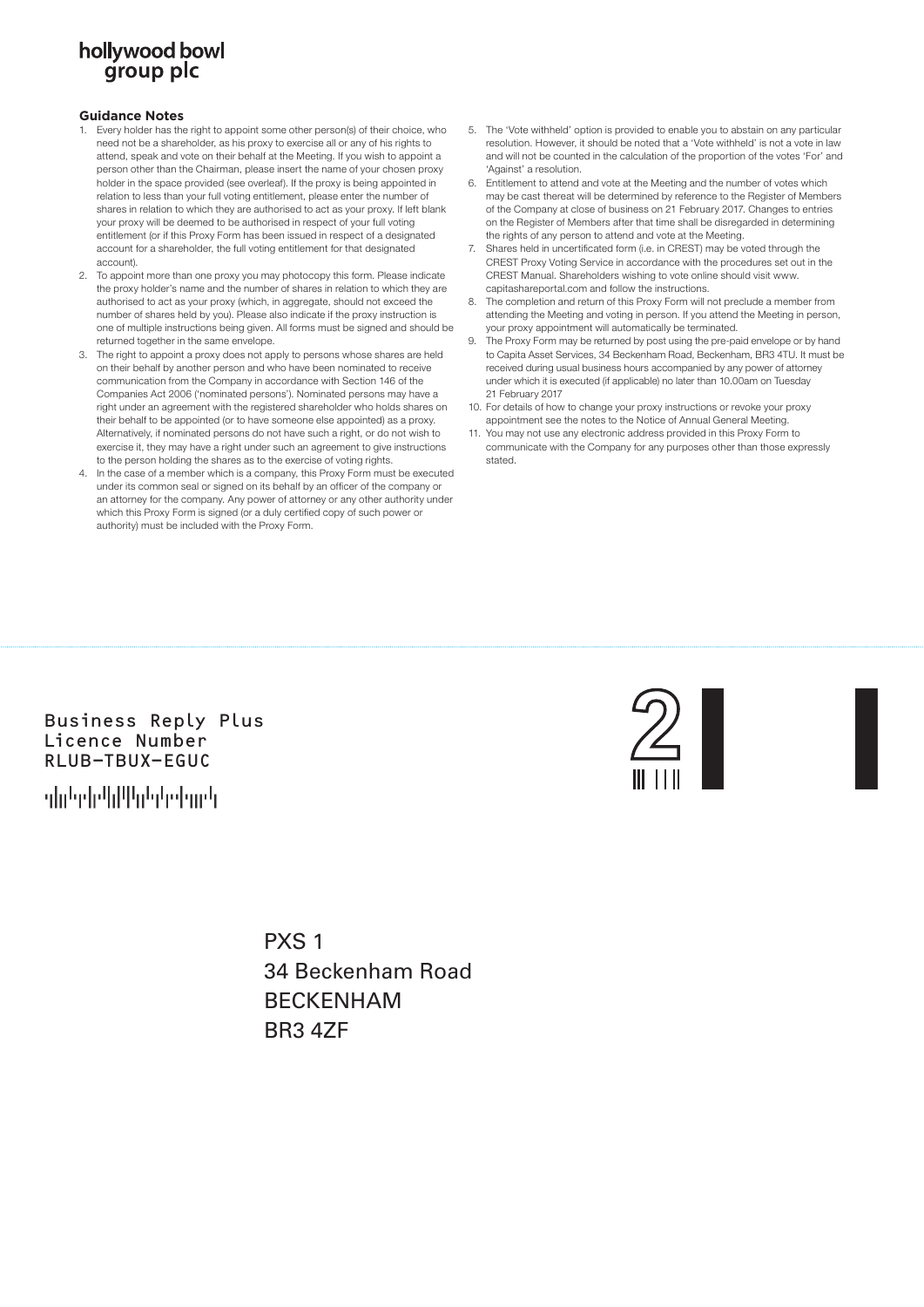# hollywood bowl group plc

## Guidance Notes

1. Every holder has the right to appoint some other person(s) of their choice, who need not be a shareholder, as his proxy to exercise all or any of his rights to attend, speak and vote on their behalf at the Meeting. If you wish to appoint a person other than the Chairman, please insert the name of your chosen proxy holder in the space provided (see overleaf). If the proxy is being appointed in relation to less than your full voting entitlement, please enter the number of shares in relation to which they are authorised to act as your proxy. If left blank your proxy will be deemed to be authorised in respect of your full voting entitlement (or if this Proxy Form has been issued in respect of a designated account for a shareholder, the full voting entitlement for that designated account).
2. To appoint more than one proxy you may photocopy this form. Please indicate the proxy holder's name and the number of shares in relation to which they are authorised to act as your proxy (which, in aggregate, should not exceed the number of shares held by you). Please also indicate if the proxy instruction is one of multiple instructions being given. All forms must be signed and should be returned together in the same envelope.
3. The right to appoint a proxy does not apply to persons whose shares are held on their behalf by another person and who have been nominated to receive communication from the Company in accordance with Section 146 of the Companies Act 2006 ('nominated persons'). Nominated persons may have a right under an agreement with the registered shareholder who holds shares on their behalf to be appointed (or to have someone else appointed) as a proxy. Alternatively, if nominated persons do not have such a right, or do not wish to exercise it, they may have a right under such an agreement to give instructions to the person holding the shares as to the exercise of voting rights.
4. In the case of a member which is a company, this Proxy Form must be executed under its common seal or signed on its behalf by an officer of the company or an attorney for the company. Any power of attorney or any other authority under which this Proxy Form is signed (or a duly certified copy of such power or authority) must be included with the Proxy Form.
5. The 'Vote withheld' option is provided to enable you to abstain on any particular resolution. However, it should be noted that a 'Vote withheld' is not a vote in law and will not be counted in the calculation of the proportion of the votes 'For' and 'Against' a resolution.
6. Entitlement to attend and vote at the Meeting and the number of votes which may be cast thereat will be determined by reference to the Register of Members of the Company at close of business on 21 February 2017. Changes to entries on the Register of Members after that time shall be disregarded in determining the rights of any person to attend and vote at the Meeting.
7. Shares held in uncertificated form (i.e. in CREST) may be voted through the CREST Proxy Voting Service in accordance with the procedures set out in the CREST Manual. Shareholders wishing to vote online should visit www.capitashareportal.com and follow the instructions.
8. The completion and return of this Proxy Form will not preclude a member from attending the Meeting and voting in person. If you attend the Meeting in person, your proxy appointment will automatically be terminated.
9. The Proxy Form may be returned by post using the pre-paid envelope or by hand to Capita Asset Services, 34 Beckenham Road, Beckenham, BR3 4TU. It must be received during usual business hours accompanied by any power of attorney under which it is executed (if applicable) no later than 10.00am on Tuesday 21 February 2017
10. For details of how to change your proxy instructions or revoke your proxy appointment see the notes to the Notice of Annual General Meeting.
11. You may not use any electronic address provided in this Proxy Form to communicate with the Company for any purposes other than those expressly stated.

Business Reply Plus
Licence Number
RLUB-TBUX-EGUC

2

PXS 1
34 Beckenham Road
BECKENHAM
BR3 4ZF